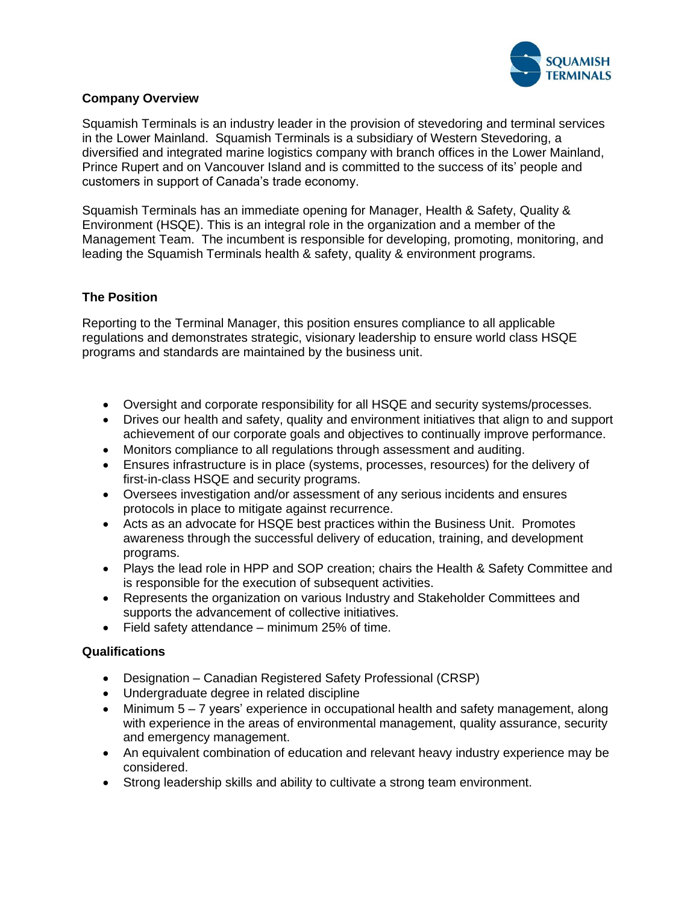## Company Overview

Squamish Terminals is an industry leader in the provision of stevedoring and terminal services in the Lower Mainland. Squamish Terminals is a subsidiary of Western Stevedoring, a diversified and integrated marine logistics company with branch offices in the Lower Mainland, Prince Rupert and on Vancouver Island and is committed to the success of its' people and customers in support of Canada's trade economy.

Squamish Terminals has an immediate opening for Manager, Health & Safety, Quality & Environment (HSQE). This is an integral role in the organization and a member of the Management Team. The incumbent is responsible for developing, promoting, monitoring, and leading the Squamish Terminals health & safety, quality & environment programs.

## The Position

Reporting to the Terminal Manager, this position ensures compliance to all applicable regulations and demonstrates strategic, visionary leadership to ensure world class HSQE programs and standards are maintained by the business unit.

- Oversight and corporate responsibility for all HSQE and security systems/processes.
- Drives our health and safety, quality and environment initiatives that align to and support achievement of our corporate goals and objectives to continually improve performance.
- Monitors compliance to all regulations through assessment and auditing.
- Ensures infrastructure is in place (systems, processes, resources) for the delivery of first-in-class HSQE and security programs.
- Oversees investigation and/or assessment of any serious incidents and ensures protocols in place to mitigate against recurrence.
- Acts as an advocate for HSQE best practices within the Business Unit. Promotes awareness through the successful delivery of education, training, and development programs.
- Plays the lead role in HPP and SOP creation; chairs the Health & Safety Committee and is responsible for the execution of subsequent activities.
- Represents the organization on various Industry and Stakeholder Committees and supports the advancement of collective initiatives.
- Field safety attendance – minimum 25% of time.

## Qualifications

- Designation – Canadian Registered Safety Professional (CRSP)
- Undergraduate degree in related discipline
- Minimum 5 – 7 years' experience in occupational health and safety management, along with experience in the areas of environmental management, quality assurance, security and emergency management.
- An equivalent combination of education and relevant heavy industry experience may be considered.
- Strong leadership skills and ability to cultivate a strong team environment.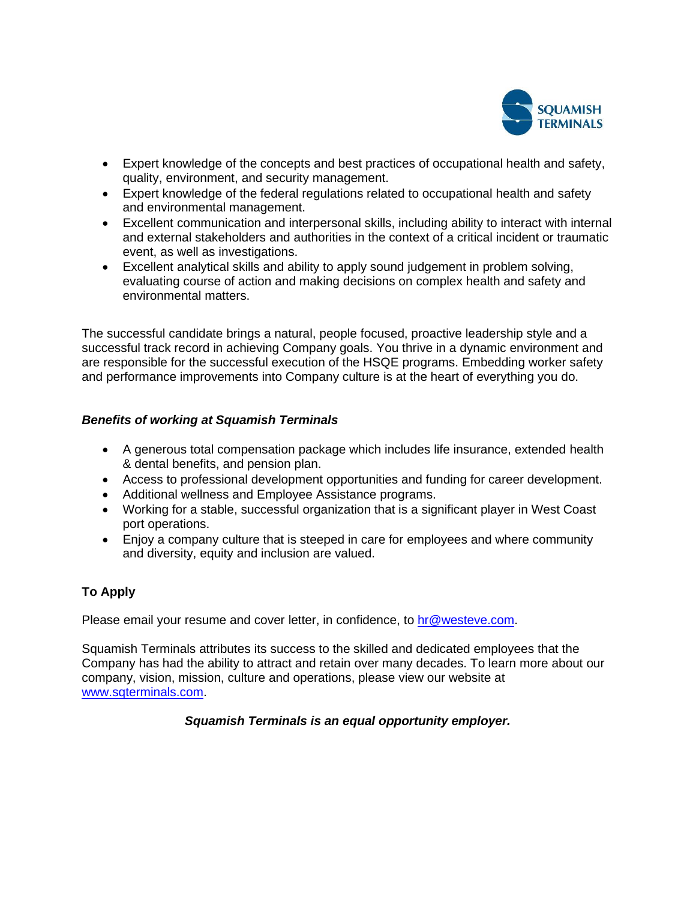- Expert knowledge of the concepts and best practices of occupational health and safety, quality, environment, and security management.
- Expert knowledge of the federal regulations related to occupational health and safety and environmental management.
- Excellent communication and interpersonal skills, including ability to interact with internal and external stakeholders and authorities in the context of a critical incident or traumatic event, as well as investigations.
- Excellent analytical skills and ability to apply sound judgement in problem solving, evaluating course of action and making decisions on complex health and safety and environmental matters.

The successful candidate brings a natural, people focused, proactive leadership style and a successful track record in achieving Company goals. You thrive in a dynamic environment and are responsible for the successful execution of the HSQE programs. Embedding worker safety and performance improvements into Company culture is at the heart of everything you do.

***Benefits of working at Squamish Terminals***

- A generous total compensation package which includes life insurance, extended health & dental benefits, and pension plan.
- Access to professional development opportunities and funding for career development.
- Additional wellness and Employee Assistance programs.
- Working for a stable, successful organization that is a significant player in West Coast port operations.
- Enjoy a company culture that is steeped in care for employees and where community and diversity, equity and inclusion are valued.

**To Apply**

Please email your resume and cover letter, in confidence, to hr@westeve.com.

Squamish Terminals attributes its success to the skilled and dedicated employees that the Company has had the ability to attract and retain over many decades. To learn more about our company, vision, mission, culture and operations, please view our website at www.sqterminals.com.

***Squamish Terminals is an equal opportunity employer.***